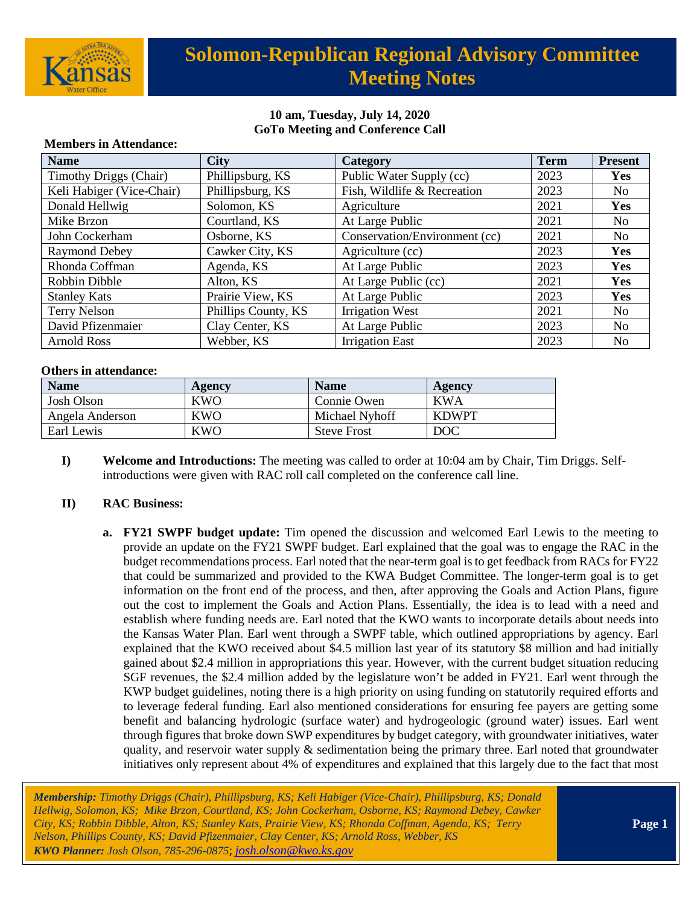# Solomon-Republican Regional Advisory Committee Meeting Notes

**10 am, Tuesday, July 14, 2020**
**GoTo Meeting and Conference Call**

**Members in Attendance:**

| Name | City | Category | Term | Present |
|---|---|---|---|---|
| Timothy Driggs (Chair) | Phillipsburg, KS | Public Water Supply (cc) | 2023 | **Yes** |
| Keli Habiger (Vice-Chair) | Phillipsburg, KS | Fish, Wildlife & Recreation | 2023 | No |
| Donald Hellwig | Solomon, KS | Agriculture | 2021 | **Yes** |
| Mike Brzon | Courtland, KS | At Large Public | 2021 | No |
| John Cockerham | Osborne, KS | Conservation/Environment (cc) | 2021 | No |
| Raymond Debey | Cawker City, KS | Agriculture (cc) | 2023 | **Yes** |
| Rhonda Coffman | Agenda, KS | At Large Public | 2023 | **Yes** |
| Robbin Dibble | Alton, KS | At Large Public (cc) | 2021 | **Yes** |
| Stanley Kats | Prairie View, KS | At Large Public | 2023 | **Yes** |
| Terry Nelson | Phillips County, KS | Irrigation West | 2021 | No |
| David Pfizenmaier | Clay Center, KS | At Large Public | 2023 | No |
| Arnold Ross | Webber, KS | Irrigation East | 2023 | No |

**Others in attendance:**

| Name | Agency | Name | Agency |
|---|---|---|---|
| Josh Olson | KWO | Connie Owen | KWA |
| Angela Anderson | KWO | Michael Nyhoff | KDWPT |
| Earl Lewis | KWO | Steve Frost | DOC |

**I) Welcome and Introductions:** The meeting was called to order at 10:04 am by Chair, Tim Driggs. Self-introductions were given with RAC roll call completed on the conference call line.

**II) RAC Business:**

**a. FY21 SWPF budget update:** Tim opened the discussion and welcomed Earl Lewis to the meeting to provide an update on the FY21 SWPF budget. Earl explained that the goal was to engage the RAC in the budget recommendations process. Earl noted that the near-term goal is to get feedback from RACs for FY22 that could be summarized and provided to the KWA Budget Committee. The longer-term goal is to get information on the front end of the process, and then, after approving the Goals and Action Plans, figure out the cost to implement the Goals and Action Plans. Essentially, the idea is to lead with a need and establish where funding needs are. Earl noted that the KWO wants to incorporate details about needs into the Kansas Water Plan. Earl went through a SWPF table, which outlined appropriations by agency. Earl explained that the KWO received about \$4.5 million last year of its statutory \$8 million and had initially gained about \$2.4 million in appropriations this year. However, with the current budget situation reducing SGF revenues, the \$2.4 million added by the legislature won't be added in FY21. Earl went through the KWP budget guidelines, noting there is a high priority on using funding on statutorily required efforts and to leverage federal funding. Earl also mentioned considerations for ensuring fee payers are getting some benefit and balancing hydrologic (surface water) and hydrogeologic (ground water) issues. Earl went through figures that broke down SWP expenditures by budget category, with groundwater initiatives, water quality, and reservoir water supply & sedimentation being the primary three. Earl noted that groundwater initiatives only represent about 4% of expenditures and explained that this largely due to the fact that most

*Membership: Timothy Driggs (Chair), Phillipsburg, KS; Keli Habiger (Vice-Chair), Phillipsburg, KS; Donald Hellwig, Solomon, KS; Mike Brzon, Courtland, KS; John Cockerham, Osborne, KS; Raymond Debey, Cawker City, KS; Robbin Dibble, Alton, KS; Stanley Kats, Prairie View, KS; Rhonda Coffman, Agenda, KS; Terry Nelson, Phillips County, KS; David Pfizenmaier, Clay Center, KS; Arnold Ross, Webber, KS*
***KWO Planner:** Josh Olson, 785-296-0875; josh.olson@kwo.ks.gov*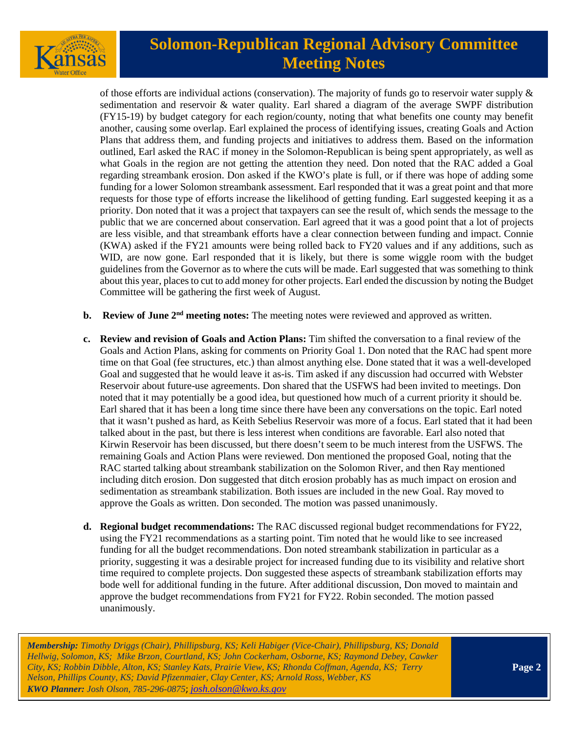of those efforts are individual actions (conservation). The majority of funds go to reservoir water supply & sedimentation and reservoir & water quality. Earl shared a diagram of the average SWPF distribution (FY15-19) by budget category for each region/county, noting that what benefits one county may benefit another, causing some overlap. Earl explained the process of identifying issues, creating Goals and Action Plans that address them, and funding projects and initiatives to address them. Based on the information outlined, Earl asked the RAC if money in the Solomon-Republican is being spent appropriately, as well as what Goals in the region are not getting the attention they need. Don noted that the RAC added a Goal regarding streambank erosion. Don asked if the KWO's plate is full, or if there was hope of adding some funding for a lower Solomon streambank assessment. Earl responded that it was a great point and that more requests for those type of efforts increase the likelihood of getting funding. Earl suggested keeping it as a priority. Don noted that it was a project that taxpayers can see the result of, which sends the message to the public that we are concerned about conservation. Earl agreed that it was a good point that a lot of projects are less visible, and that streambank efforts have a clear connection between funding and impact. Connie (KWA) asked if the FY21 amounts were being rolled back to FY20 values and if any additions, such as WID, are now gone. Earl responded that it is likely, but there is some wiggle room with the budget guidelines from the Governor as to where the cuts will be made. Earl suggested that was something to think about this year, places to cut to add money for other projects. Earl ended the discussion by noting the Budget Committee will be gathering the first week of August.

**b. Review of June 2nd meeting notes:** The meeting notes were reviewed and approved as written.

**c. Review and revision of Goals and Action Plans:** Tim shifted the conversation to a final review of the Goals and Action Plans, asking for comments on Priority Goal 1. Don noted that the RAC had spent more time on that Goal (fee structures, etc.) than almost anything else. Done stated that it was a well-developed Goal and suggested that he would leave it as-is. Tim asked if any discussion had occurred with Webster Reservoir about future-use agreements. Don shared that the USFWS had been invited to meetings. Don noted that it may potentially be a good idea, but questioned how much of a current priority it should be. Earl shared that it has been a long time since there have been any conversations on the topic. Earl noted that it wasn't pushed as hard, as Keith Sebelius Reservoir was more of a focus. Earl stated that it had been talked about in the past, but there is less interest when conditions are favorable. Earl also noted that Kirwin Reservoir has been discussed, but there doesn't seem to be much interest from the USFWS. The remaining Goals and Action Plans were reviewed. Don mentioned the proposed Goal, noting that the RAC started talking about streambank stabilization on the Solomon River, and then Ray mentioned including ditch erosion. Don suggested that ditch erosion probably has as much impact on erosion and sedimentation as streambank stabilization. Both issues are included in the new Goal. Ray moved to approve the Goals as written. Don seconded. The motion was passed unanimously.

**d. Regional budget recommendations:** The RAC discussed regional budget recommendations for FY22, using the FY21 recommendations as a starting point. Tim noted that he would like to see increased funding for all the budget recommendations. Don noted streambank stabilization in particular as a priority, suggesting it was a desirable project for increased funding due to its visibility and relative short time required to complete projects. Don suggested these aspects of streambank stabilization efforts may bode well for additional funding in the future. After additional discussion, Don moved to maintain and approve the budget recommendations from FY21 for FY22. Robin seconded. The motion passed unanimously.

***Membership:*** *Timothy Driggs (Chair), Phillipsburg, KS; Keli Habiger (Vice-Chair), Phillipsburg, KS; Donald Hellwig, Solomon, KS; Mike Brzon, Courtland, KS; John Cockerham, Osborne, KS; Raymond Debey, Cawker City, KS; Robbin Dibble, Alton, KS; Stanley Kats, Prairie View, KS; Rhonda Coffman, Agenda, KS; Terry Nelson, Phillips County, KS; David Pfizenmaier, Clay Center, KS; Arnold Ross, Webber, KS*
***KWO Planner:*** *Josh Olson, 785-296-0875; josh.olson@kwo.ks.gov*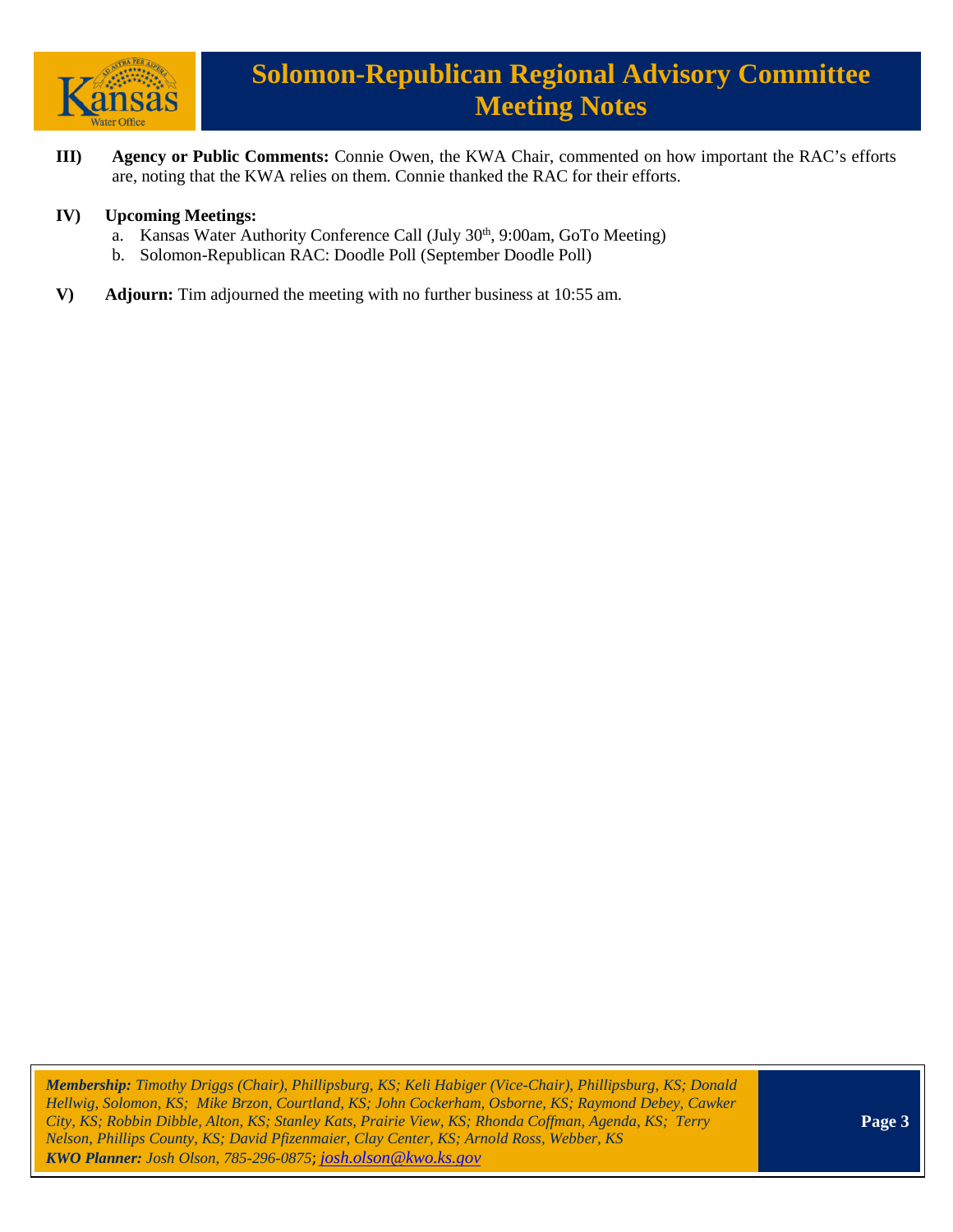**III) Agency or Public Comments:** Connie Owen, the KWA Chair, commented on how important the RAC's efforts are, noting that the KWA relies on them. Connie thanked the RAC for their efforts.

**IV) Upcoming Meetings:**

a. Kansas Water Authority Conference Call (July 30th, 9:00am, GoTo Meeting)
b. Solomon-Republican RAC: Doodle Poll (September Doodle Poll)

**V) Adjourn:** Tim adjourned the meeting with no further business at 10:55 am.

***Membership:*** *Timothy Driggs (Chair), Phillipsburg, KS; Keli Habiger (Vice-Chair), Phillipsburg, KS; Donald Hellwig, Solomon, KS; Mike Brzon, Courtland, KS; John Cockerham, Osborne, KS; Raymond Debey, Cawker City, KS; Robbin Dibble, Alton, KS; Stanley Kats, Prairie View, KS; Rhonda Coffman, Agenda, KS; Terry Nelson, Phillips County, KS; David Pfizenmaier, Clay Center, KS; Arnold Ross, Webber, KS*
***KWO Planner:*** *Josh Olson, 785-296-0875; josh.olson@kwo.ks.gov*